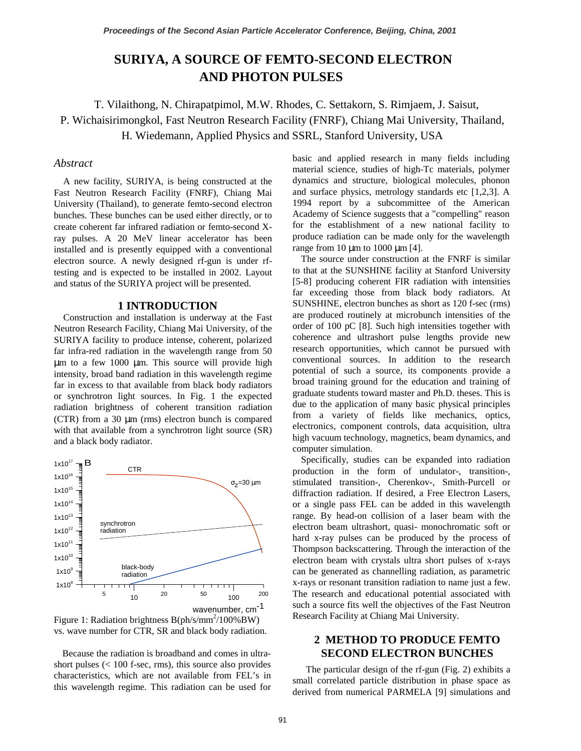# SURIYA, A SOURCE OF FEMTO-SECOND ELECTRON AND PHOTON PULSES

T. Vilaithong, N. Chirapatpimol, M.W. Rhodes, C. Settakorn, S. Rimjaem, J. Saisut, P. Wichaisirimongkol, Fast Neutron Research Facility (FNRF), Chiang Mai University, Thailand, H. Wiedemann, Applied Physics and SSRL, Stanford University, USA

## *Abstract*

A new facility, SURIYA, is being constructed at the Fast Neutron Research Facility (FNRF), Chiang Mai University (Thailand), to generate femto-second electron bunches. These bunches can be used either directly, or to create coherent far infrared radiation or femto-second X-ray pulses. A 20 MeV linear accelerator has been installed and is presently equipped with a conventional electron source. A newly designed rf-gun is under rf-testing and is expected to be installed in 2002. Layout and status of the SURIYA project will be presented.

## 1 INTRODUCTION

Construction and installation is underway at the Fast Neutron Research Facility, Chiang Mai University, of the SURIYA facility to produce intense, coherent, polarized far infra-red radiation in the wavelength range from 50 μm to a few 1000 μm. This source will provide high intensity, broad band radiation in this wavelength regime far in excess to that available from black body radiators or synchrotron light sources. In Fig. 1 the expected radiation brightness of coherent transition radiation (CTR) from a 30 μm (rms) electron bunch is compared with that available from a synchrotron light source (SR) and a black body radiator.

Figure 1: Radiation brightness B(ph/s/mm$^2$/100%BW) vs. wave number for CTR, SR and black body radiation.

Because the radiation is broadband and comes in ultra-short pulses (< 100 f-sec, rms), this source also provides characteristics, which are not available from FEL's in this wavelength regime. This radiation can be used for basic and applied research in many fields including material science, studies of high-Tc materials, polymer dynamics and structure, biological molecules, phonon and surface physics, metrology standards etc [1,2,3]. A 1994 report by a subcommittee of the American Academy of Science suggests that a "compelling" reason for the establishment of a new national facility to produce radiation can be made only for the wavelength range from 10 μm to 1000 μm [4].

The source under construction at the FNRF is similar to that at the SUNSHINE facility at Stanford University [5-8] producing coherent FIR radiation with intensities far exceeding those from black body radiators. At SUNSHINE, electron bunches as short as 120 f-sec (rms) are produced routinely at microbunch intensities of the order of 100 pC [8]. Such high intensities together with coherence and ultrashort pulse lengths provide new research opportunities, which cannot be pursued with conventional sources. In addition to the research potential of such a source, its components provide a broad training ground for the education and training of graduate students toward master and Ph.D. theses. This is due to the application of many basic physical principles from a variety of fields like mechanics, optics, electronics, component controls, data acquisition, ultra high vacuum technology, magnetics, beam dynamics, and computer simulation.

Specifically, studies can be expanded into radiation production in the form of undulator-, transition-, stimulated transition-, Cherenkov-, Smith-Purcell or diffraction radiation. If desired, a Free Electron Lasers, or a single pass FEL can be added in this wavelength range. By head-on collision of a laser beam with the electron beam ultrashort, quasi- monochromatic soft or hard x-ray pulses can be produced by the process of Thompson backscattering. Through the interaction of the electron beam with crystals ultra short pulses of x-rays can be generated as channelling radiation, as parametric x-rays or resonant transition radiation to name just a few. The research and educational potential associated with such a source fits well the objectives of the Fast Neutron Research Facility at Chiang Mai University.

## 2 METHOD TO PRODUCE FEMTO SECOND ELECTRON BUNCHES

The particular design of the rf-gun (Fig. 2) exhibits a small correlated particle distribution in phase space as derived from numerical PARMELA [9] simulations and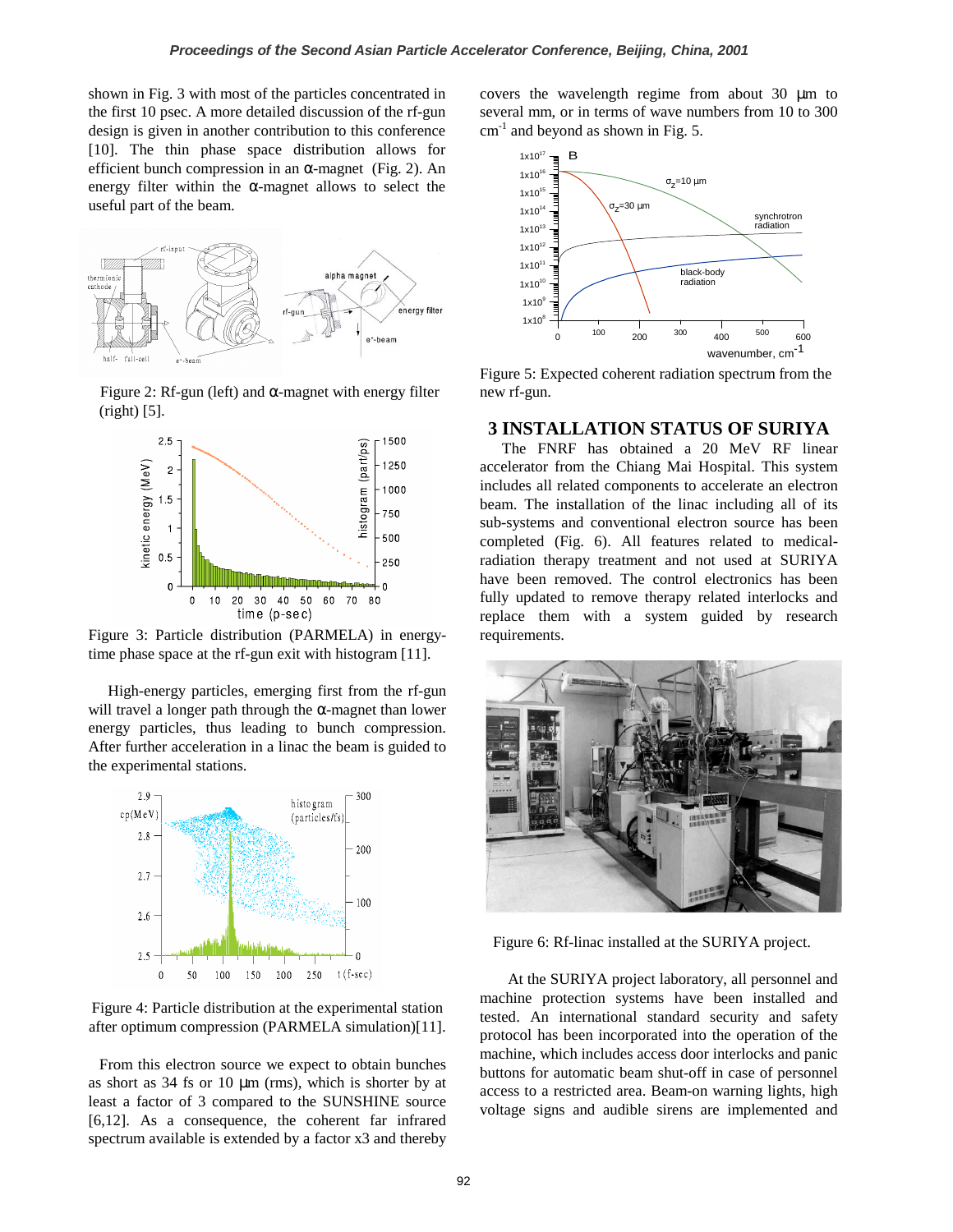shown in Fig. 3 with most of the particles concentrated in the first 10 psec. A more detailed discussion of the rf-gun design is given in another contribution to this conference [10]. The thin phase space distribution allows for efficient bunch compression in an α-magnet (Fig. 2). An energy filter within the α-magnet allows to select the useful part of the beam.

Figure 2: Rf-gun (left) and α-magnet with energy filter (right) [5].

Figure 3: Particle distribution (PARMELA) in energy-time phase space at the rf-gun exit with histogram [11].

High-energy particles, emerging first from the rf-gun will travel a longer path through the α-magnet than lower energy particles, thus leading to bunch compression. After further acceleration in a linac the beam is guided to the experimental stations.

Figure 4: Particle distribution at the experimental station after optimum compression (PARMELA simulation)[11].

From this electron source we expect to obtain bunches as short as 34 fs or 10 µm (rms), which is shorter by at least a factor of 3 compared to the SUNSHINE source [6,12]. As a consequence, the coherent far infrared spectrum available is extended by a factor x3 and thereby covers the wavelength regime from about 30 µm to several mm, or in terms of wave numbers from 10 to 300 $cm^{-1}$ and beyond as shown in Fig. 5.

Figure 5: Expected coherent radiation spectrum from the new rf-gun.

## 3 INSTALLATION STATUS OF SURIYA

The FNRF has obtained a 20 MeV RF linear accelerator from the Chiang Mai Hospital. This system includes all related components to accelerate an electron beam. The installation of the linac including all of its sub-systems and conventional electron source has been completed (Fig. 6). All features related to medical-radiation therapy treatment and not used at SURIYA have been removed. The control electronics has been fully updated to remove therapy related interlocks and replace them with a system guided by research requirements.

Figure 6: Rf-linac installed at the SURIYA project.

At the SURIYA project laboratory, all personnel and machine protection systems have been installed and tested. An international standard security and safety protocol has been incorporated into the operation of the machine, which includes access door interlocks and panic buttons for automatic beam shut-off in case of personnel access to a restricted area. Beam-on warning lights, high voltage signs and audible sirens are implemented and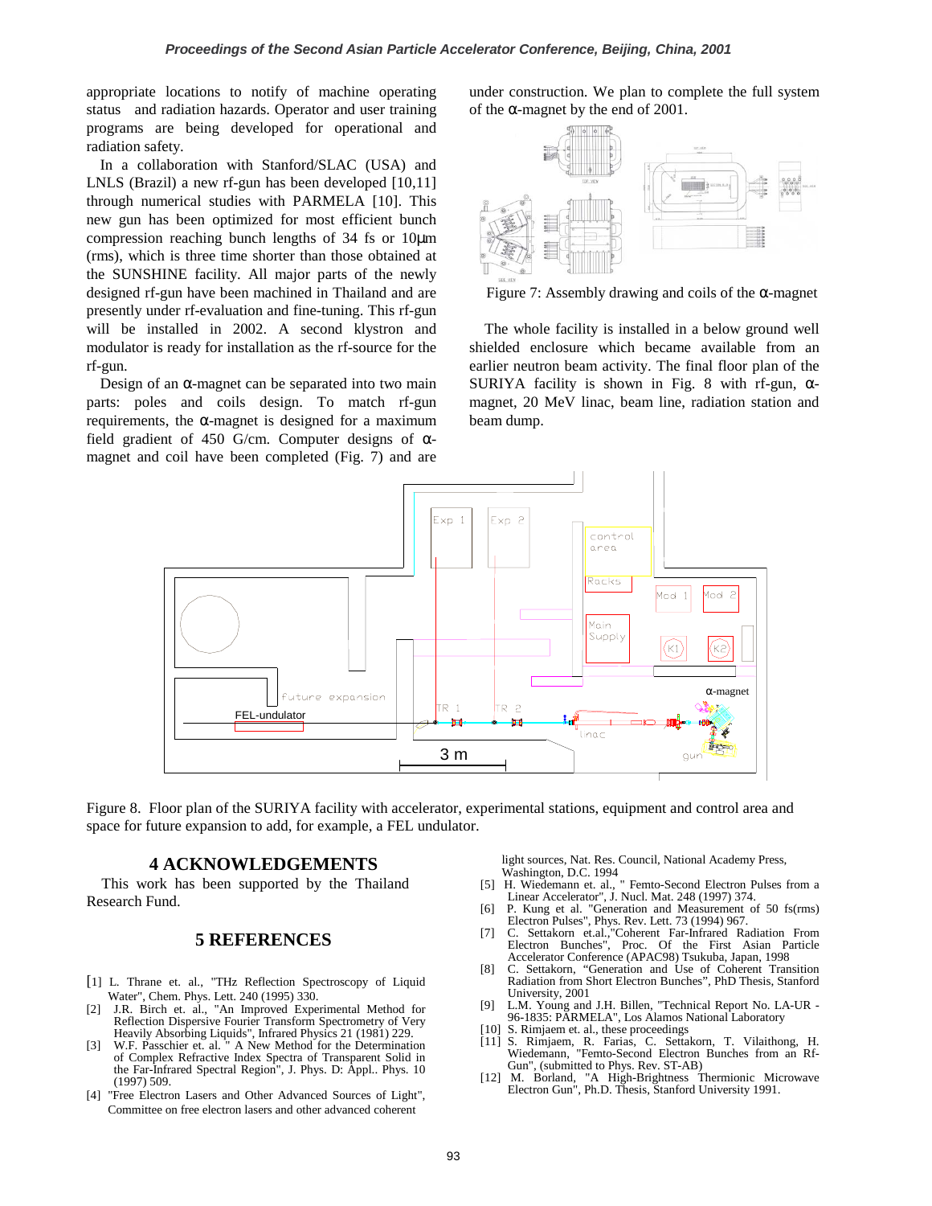appropriate locations to notify of machine operating status and radiation hazards. Operator and user training programs are being developed for operational and radiation safety.

In a collaboration with Stanford/SLAC (USA) and LNLS (Brazil) a new rf-gun has been developed [10,11] through numerical studies with PARMELA [10]. This new gun has been optimized for most efficient bunch compression reaching bunch lengths of 34 fs or 10μm (rms), which is three time shorter than those obtained at the SUNSHINE facility. All major parts of the newly designed rf-gun have been machined in Thailand and are presently under rf-evaluation and fine-tuning. This rf-gun will be installed in 2002. A second klystron and modulator is ready for installation as the rf-source for the rf-gun.

Design of an α-magnet can be separated into two main parts: poles and coils design. To match rf-gun requirements, the α-magnet is designed for a maximum field gradient of 450 G/cm. Computer designs of α-magnet and coil have been completed (Fig. 7) and are under construction. We plan to complete the full system of the α-magnet by the end of 2001.

Figure 7: Assembly drawing and coils of the α-magnet

The whole facility is installed in a below ground well shielded enclosure which became available from an earlier neutron beam activity. The final floor plan of the SURIYA facility is shown in Fig. 8 with rf-gun, α-magnet, 20 MeV linac, beam line, radiation station and beam dump.

Exp 1
Exp 2
control area
Racks
Mod 1
Mod 2
Main Supply
K1
K2
future expansion
FEL-undulator
TR 1
TR 2
linac
α-magnet
gun
3 m

Figure 8. Floor plan of the SURIYA facility with accelerator, experimental stations, equipment and control area and space for future expansion to add, for example, a FEL undulator.

## 4 ACKNOWLEDGEMENTS

This work has been supported by the Thailand Research Fund.

## 5 REFERENCES

[1] L. Thrane et. al., "THz Reflection Spectroscopy of Liquid Water", Chem. Phys. Lett. 240 (1995) 330.

[2] J.R. Birch et. al., "An Improved Experimental Method for Reflection Dispersive Fourier Transform Spectrometry of Very Heavily Absorbing Liquids", Infrared Physics 21 (1981) 229.

[3] W.F. Passchier et. al. " A New Method for the Determination of Complex Refractive Index Spectra of Transparent Solid in the Far-Infrared Spectral Region", J. Phys. D: Appl.. Phys. 10 (1997) 509.

[4] "Free Electron Lasers and Other Advanced Sources of Light", Committee on free electron lasers and other advanced coherent light sources, Nat. Res. Council, National Academy Press, Washington, D.C. 1994

[5] H. Wiedemann et. al., " Femto-Second Electron Pulses from a Linear Accelerator", J. Nucl. Mat. 248 (1997) 374.

[6] P. Kung et al. "Generation and Measurement of 50 fs(rms) Electron Pulses", Phys. Rev. Lett. 73 (1994) 967.

[7] C. Settakorn et.al.,"Coherent Far-Infrared Radiation From Electron Bunches", Proc. Of the First Asian Particle Accelerator Conference (APAC98) Tsukuba, Japan, 1998

[8] C. Settakorn, "Generation and Use of Coherent Transition Radiation from Short Electron Bunches", PhD Thesis, Stanford University, 2001

[9] L.M. Young and J.H. Billen, "Technical Report No. LA-UR -96-1835: PARMELA", Los Alamos National Laboratory

[10] S. Rimjaem et. al., these proceedings

[11] S. Rimjaem, R. Farias, C. Settakorn, T. Vilaithong, H. Wiedemann, "Femto-Second Electron Bunches from an Rf-Gun", (submitted to Phys. Rev. ST-AB)

[12] M. Borland, "A High-Brightness Thermionic Microwave Electron Gun", Ph.D. Thesis, Stanford University 1991.